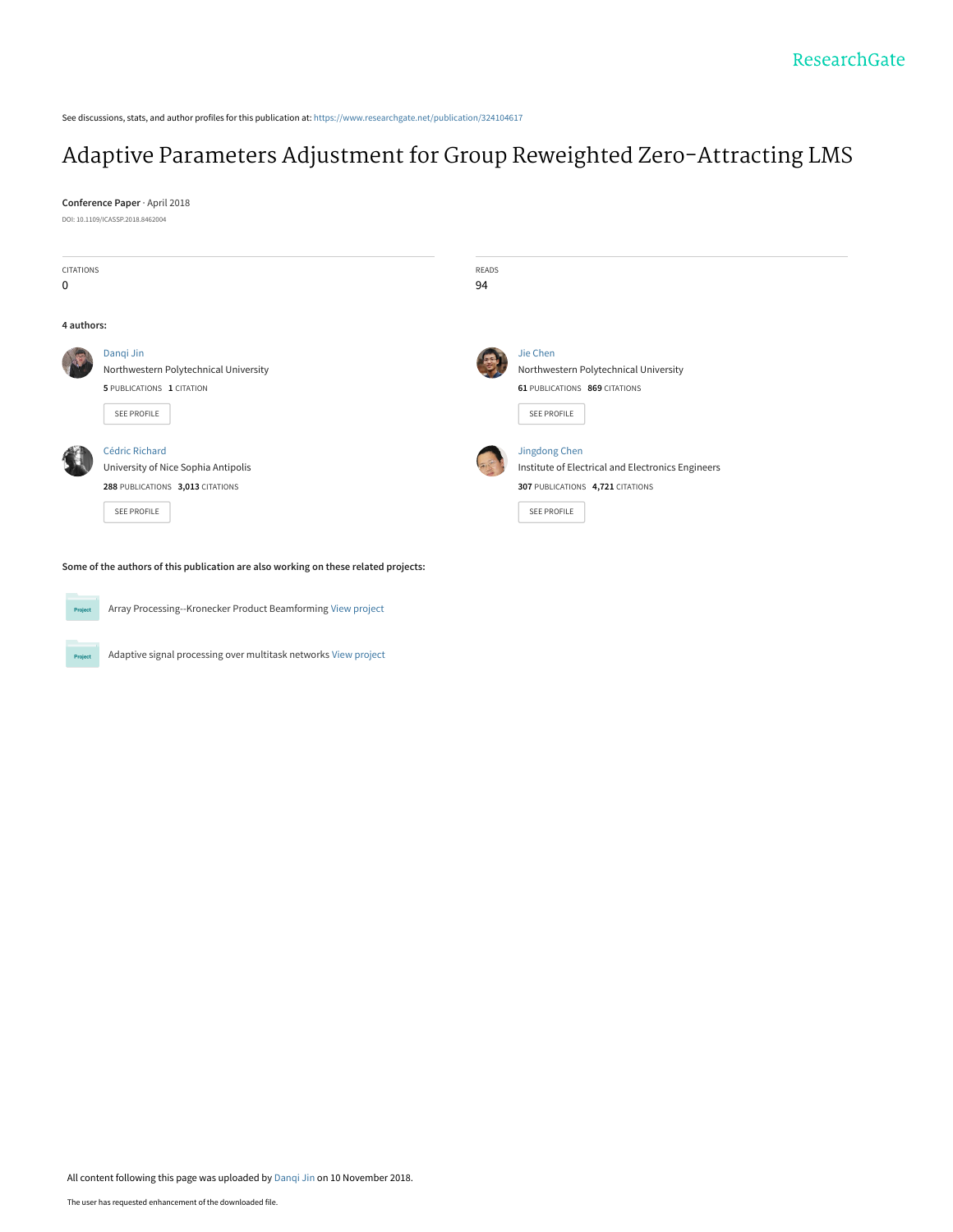See discussions, stats, and author profiles for this publication at: https://www.researchgate.net/publication/324104617

# Adaptive Parameters Adjustment for Group Reweighted Zero-Attracting LMS

**Conference Paper** · April 2018

DOI: 10.1109/ICASSP.2018.8462004

| CITATIONS | READS |
|---|---|
| 0 | 94 |

**4 authors:**

**Danqi Jin**
Northwestern Polytechnical University
**5** PUBLICATIONS **1** CITATION
SEE PROFILE

**Jie Chen**
Northwestern Polytechnical University
**61** PUBLICATIONS **869** CITATIONS
SEE PROFILE

**Cédric Richard**
University of Nice Sophia Antipolis
**288** PUBLICATIONS **3,013** CITATIONS
SEE PROFILE

**Jingdong Chen**
Institute of Electrical and Electronics Engineers
**307** PUBLICATIONS **4,721** CITATIONS
SEE PROFILE

**Some of the authors of this publication are also working on these related projects:**

Project: Array Processing--Kronecker Product Beamforming View project

Project: Adaptive signal processing over multitask networks View project

All content following this page was uploaded by Danqi Jin on 10 November 2018.

The user has requested enhancement of the downloaded file.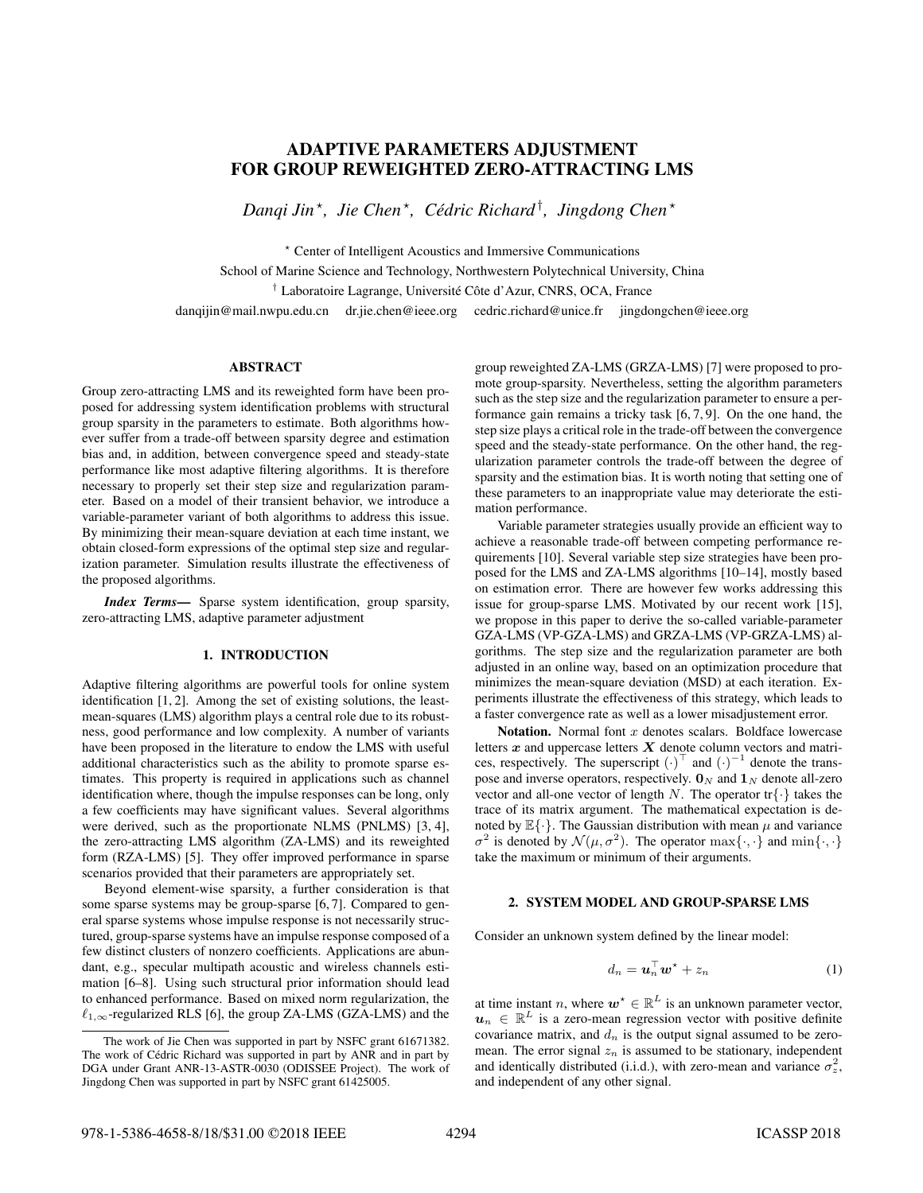# ADAPTIVE PARAMETERS ADJUSTMENT FOR GROUP REWEIGHTED ZERO-ATTRACTING LMS

*Danqi Jin*[⋆], *Jie Chen*[⋆], *Cédric Richard*[†], *Jingdong Chen*[⋆]

[⋆] Center of Intelligent Acoustics and Immersive Communications
School of Marine Science and Technology, Northwestern Polytechnical University, China
[†] Laboratoire Lagrange, Université Côte d'Azur, CNRS, OCA, France
danqijin@mail.nwpu.edu.cn  dr.jie.chen@ieee.org  cedric.richard@unice.fr  jingdongchen@ieee.org

## ABSTRACT

Group zero-attracting LMS and its reweighted form have been proposed for addressing system identification problems with structural group sparsity in the parameters to estimate. Both algorithms however suffer from a trade-off between sparsity degree and estimation bias and, in addition, between convergence speed and steady-state performance like most adaptive filtering algorithms. It is therefore necessary to properly set their step size and regularization parameter. Based on a model of their transient behavior, we introduce a variable-parameter variant of both algorithms to address this issue. By minimizing their mean-square deviation at each time instant, we obtain closed-form expressions of the optimal step size and regularization parameter. Simulation results illustrate the effectiveness of the proposed algorithms.

***Index Terms***— Sparse system identification, group sparsity, zero-attracting LMS, adaptive parameter adjustment

## 1. INTRODUCTION

Adaptive filtering algorithms are powerful tools for online system identification [1, 2]. Among the set of existing solutions, the least-mean-squares (LMS) algorithm plays a central role due to its robustness, good performance and low complexity. A number of variants have been proposed in the literature to endow the LMS with useful additional characteristics such as the ability to promote sparse estimates. This property is required in applications such as channel identification where, though the impulse responses can be long, only a few coefficients may have significant values. Several algorithms were derived, such as the proportionate NLMS (PNLMS) [3, 4], the zero-attracting LMS algorithm (ZA-LMS) and its reweighted form (RZA-LMS) [5]. They offer improved performance in sparse scenarios provided that their parameters are appropriately set.

Beyond element-wise sparsity, a further consideration is that some sparse systems may be group-sparse [6, 7]. Compared to general sparse systems whose impulse response is not necessarily structured, group-sparse systems have an impulse response composed of a few distinct clusters of nonzero coefficients. Applications are abundant, e.g., specular multipath acoustic and wireless channels estimation [6–8]. Using such structural prior information should lead to enhanced performance. Based on mixed norm regularization, the $\ell_{1,\infty}$-regularized RLS [6], the group ZA-LMS (GZA-LMS) and the group reweighted ZA-LMS (GRZA-LMS) [7] were proposed to promote group-sparsity. Nevertheless, setting the algorithm parameters such as the step size and the regularization parameter to ensure a performance gain remains a tricky task [6, 7, 9]. On the one hand, the step size plays a critical role in the trade-off between the convergence speed and the steady-state performance. On the other hand, the regularization parameter controls the trade-off between the degree of sparsity and the estimation bias. It is worth noting that setting one of these parameters to an inappropriate value may deteriorate the estimation performance.

Variable parameter strategies usually provide an efficient way to achieve a reasonable trade-off between competing performance requirements [10]. Several variable step size strategies have been proposed for the LMS and ZA-LMS algorithms [10–14], mostly based on estimation error. There are however few works addressing this issue for group-sparse LMS. Motivated by our recent work [15], we propose in this paper to derive the so-called variable-parameter GZA-LMS (VP-GZA-LMS) and GRZA-LMS (VP-GRZA-LMS) algorithms. The step size and the regularization parameter are both adjusted in an online way, based on an optimization procedure that minimizes the mean-square deviation (MSD) at each iteration. Experiments illustrate the effectiveness of this strategy, which leads to a faster convergence rate as well as a lower misadjustement error.

**Notation.** Normal font $x$ denotes scalars. Boldface lowercase letters $\boldsymbol{x}$ and uppercase letters $\boldsymbol{X}$ denote column vectors and matrices, respectively. The superscript $(\cdot)^\top$ and $(\cdot)^{-1}$ denote the transpose and inverse operators, respectively. $\mathbf{0}_N$ and $\mathbf{1}_N$ denote all-zero vector and all-one vector of length $N$. The operator $\mathrm{tr}\{\cdot\}$ takes the trace of its matrix argument. The mathematical expectation is denoted by $\mathbb{E}\{\cdot\}$. The Gaussian distribution with mean $\mu$ and variance $\sigma^2$ is denoted by $\mathcal{N}(\mu, \sigma^2)$. The operator $\max\{\cdot,\cdot\}$ and $\min\{\cdot,\cdot\}$ take the maximum or minimum of their arguments.

## 2. SYSTEM MODEL AND GROUP-SPARSE LMS

Consider an unknown system defined by the linear model:

$$d_n = \boldsymbol{u}_n^\top \boldsymbol{w}^\star + z_n \tag{1}$$

at time instant $n$, where $\boldsymbol{w}^\star \in \mathbb{R}^L$ is an unknown parameter vector, $\boldsymbol{u}_n \in \mathbb{R}^L$ is a zero-mean regression vector with positive definite covariance matrix, and $d_n$ is the output signal assumed to be zero-mean. The error signal $z_n$ is assumed to be stationary, independent and identically distributed (i.i.d.), with zero-mean and variance $\sigma_z^2$, and independent of any other signal.

The work of Jie Chen was supported in part by NSFC grant 61671382. The work of Cédric Richard was supported in part by ANR and in part by DGA under Grant ANR-13-ASTR-0030 (ODISSEE Project). The work of Jingdong Chen was supported in part by NSFC grant 61425005.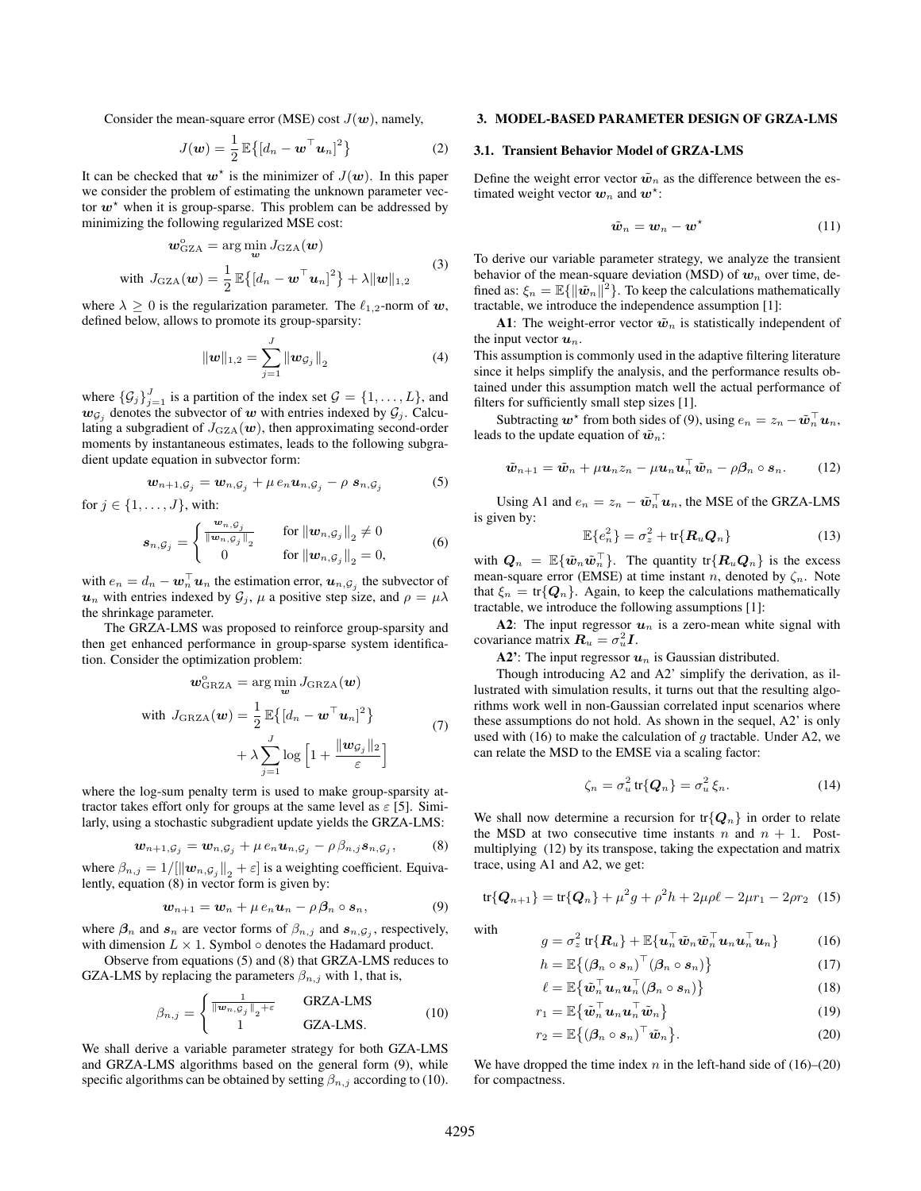Consider the mean-square error (MSE) cost $J(\boldsymbol{w})$, namely,

$$J(\boldsymbol{w}) = \frac{1}{2}\,\mathbb{E}\big\{[d_n - \boldsymbol{w}^\top \boldsymbol{u}_n]^2\big\} \tag{2}$$

It can be checked that $\boldsymbol{w}^\star$ is the minimizer of $J(\boldsymbol{w})$. In this paper we consider the problem of estimating the unknown parameter vector $\boldsymbol{w}^\star$ when it is group-sparse. This problem can be addressed by minimizing the following regularized MSE cost:

$$\begin{aligned} \boldsymbol{w}^{\text{o}}_{\text{GZA}} &= \arg\min_{\boldsymbol{w}} J_{\text{GZA}}(\boldsymbol{w}) \\ \text{with } J_{\text{GZA}}(\boldsymbol{w}) &= \frac{1}{2}\,\mathbb{E}\big\{[d_n - \boldsymbol{w}^\top \boldsymbol{u}_n]^2\big\} + \lambda \|\boldsymbol{w}\|_{1,2} \end{aligned} \tag{3}$$

where $\lambda \geq 0$ is the regularization parameter. The $\ell_{1,2}$-norm of $\boldsymbol{w}$, defined below, allows to promote its group-sparsity:

$$\|\boldsymbol{w}\|_{1,2} = \sum_{j=1}^{J} \|\boldsymbol{w}_{\mathcal{G}_j}\|_2 \tag{4}$$

where $\{\mathcal{G}_j\}_{j=1}^{J}$ is a partition of the index set $\mathcal{G} = \{1, \ldots, L\}$, and $\boldsymbol{w}_{\mathcal{G}_j}$ denotes the subvector of $\boldsymbol{w}$ with entries indexed by $\mathcal{G}_j$. Calculating a subgradient of $J_{\text{GZA}}(\boldsymbol{w})$, then approximating second-order moments by instantaneous estimates, leads to the following subgradient update equation in subvector form:

$$\boldsymbol{w}_{n+1,\mathcal{G}_j} = \boldsymbol{w}_{n,\mathcal{G}_j} + \mu\, e_n \boldsymbol{u}_{n,\mathcal{G}_j} - \rho\; \boldsymbol{s}_{n,\mathcal{G}_j} \tag{5}$$

for $j \in \{1, \ldots, J\}$, with:

$$\boldsymbol{s}_{n,\mathcal{G}_j} = \begin{cases} \frac{\boldsymbol{w}_{n,\mathcal{G}_j}}{\|\boldsymbol{w}_{n,\mathcal{G}_j}\|_2} & \text{for } \|\boldsymbol{w}_{n,\mathcal{G}_j}\|_2 \neq 0 \\ 0 & \text{for } \|\boldsymbol{w}_{n,\mathcal{G}_j}\|_2 = 0, \end{cases} \tag{6}$$

with $e_n = d_n - \boldsymbol{w}_n^\top \boldsymbol{u}_n$ the estimation error, $\boldsymbol{u}_{n,\mathcal{G}_j}$ the subvector of $\boldsymbol{u}_n$ with entries indexed by $\mathcal{G}_j$, $\mu$ a positive step size, and $\rho = \mu\lambda$ the shrinkage parameter.

The GRZA-LMS was proposed to reinforce group-sparsity and then get enhanced performance in group-sparse system identification. Consider the optimization problem:

$$\begin{aligned} \boldsymbol{w}^{\text{o}}_{\text{GRZA}} &= \arg\min_{\boldsymbol{w}} J_{\text{GRZA}}(\boldsymbol{w}) \\ \text{with } J_{\text{GRZA}}(\boldsymbol{w}) &= \frac{1}{2}\,\mathbb{E}\big\{[d_n - \boldsymbol{w}^\top \boldsymbol{u}_n]^2\big\} \\ &\quad + \lambda \sum_{j=1}^{J} \log\Big[1 + \frac{\|\boldsymbol{w}_{\mathcal{G}_j}\|_2}{\varepsilon}\Big] \end{aligned} \tag{7}$$

where the log-sum penalty term is used to make group-sparsity attractor takes effort only for groups at the same level as $\varepsilon$ [5]. Similarly, using a stochastic subgradient update yields the GRZA-LMS:

$$\boldsymbol{w}_{n+1,\mathcal{G}_j} = \boldsymbol{w}_{n,\mathcal{G}_j} + \mu\, e_n \boldsymbol{u}_{n,\mathcal{G}_j} - \rho\, \beta_{n,j}\, \boldsymbol{s}_{n,\mathcal{G}_j}, \tag{8}$$

where $\beta_{n,j} = 1/[\|\boldsymbol{w}_{n,\mathcal{G}_j}\|_2 + \varepsilon]$ is a weighting coefficient. Equivalently, equation (8) in vector form is given by:

$$\boldsymbol{w}_{n+1} = \boldsymbol{w}_n + \mu\, e_n \boldsymbol{u}_n - \rho\, \boldsymbol{\beta}_n \circ \boldsymbol{s}_n, \tag{9}$$

where $\boldsymbol{\beta}_n$ and $\boldsymbol{s}_n$ are vector forms of $\beta_{n,j}$ and $\boldsymbol{s}_{n,\mathcal{G}_j}$, respectively, with dimension $L \times 1$. Symbol $\circ$ denotes the Hadamard product.

Observe from equations (5) and (8) that GRZA-LMS reduces to GZA-LMS by replacing the parameters $\beta_{n,j}$ with 1, that is,

$$\beta_{n,j} = \begin{cases} \frac{1}{\|\boldsymbol{w}_{n,\mathcal{G}_j}\|_2 + \varepsilon} & \text{GRZA-LMS} \\ 1 & \text{GZA-LMS.} \end{cases} \tag{10}$$

We shall derive a variable parameter strategy for both GZA-LMS and GRZA-LMS algorithms based on the general form (9), while specific algorithms can be obtained by setting $\beta_{n,j}$ according to (10).

## 3. MODEL-BASED PARAMETER DESIGN OF GRZA-LMS

### 3.1. Transient Behavior Model of GRZA-LMS

Define the weight error vector $\tilde{\boldsymbol{w}}_n$ as the difference between the estimated weight vector $\boldsymbol{w}_n$ and $\boldsymbol{w}^\star$:

$$\tilde{\boldsymbol{w}}_n = \boldsymbol{w}_n - \boldsymbol{w}^\star \tag{11}$$

To derive our variable parameter strategy, we analyze the transient behavior of the mean-square deviation (MSD) of $\boldsymbol{w}_n$ over time, defined as: $\xi_n = \mathbb{E}\{\|\tilde{\boldsymbol{w}}_n\|^2\}$. To keep the calculations mathematically tractable, we introduce the independence assumption [1]:

**A1**: The weight-error vector $\tilde{\boldsymbol{w}}_n$ is statistically independent of the input vector $\boldsymbol{u}_n$.

This assumption is commonly used in the adaptive filtering literature since it helps simplify the analysis, and the performance results obtained under this assumption match well the actual performance of filters for sufficiently small step sizes [1].

Subtracting $\boldsymbol{w}^\star$ from both sides of (9), using $e_n = z_n - \tilde{\boldsymbol{w}}_n^\top \boldsymbol{u}_n$, leads to the update equation of $\tilde{\boldsymbol{w}}_n$:

$$\tilde{\boldsymbol{w}}_{n+1} = \tilde{\boldsymbol{w}}_n + \mu \boldsymbol{u}_n z_n - \mu \boldsymbol{u}_n \boldsymbol{u}_n^\top \tilde{\boldsymbol{w}}_n - \rho \boldsymbol{\beta}_n \circ \boldsymbol{s}_n. \tag{12}$$

Using A1 and $e_n = z_n - \tilde{\boldsymbol{w}}_n^\top \boldsymbol{u}_n$, the MSE of the GRZA-LMS is given by:

$$\mathbb{E}\{e_n^2\} = \sigma_z^2 + \text{tr}\{\boldsymbol{R}_u \boldsymbol{Q}_n\} \tag{13}$$

with $\boldsymbol{Q}_n = \mathbb{E}\{\tilde{\boldsymbol{w}}_n \tilde{\boldsymbol{w}}_n^\top\}$. The quantity $\text{tr}\{\boldsymbol{R}_u \boldsymbol{Q}_n\}$ is the excess mean-square error (EMSE) at time instant $n$, denoted by $\zeta_n$. Note that $\xi_n = \text{tr}\{\boldsymbol{Q}_n\}$. Again, to keep the calculations mathematically tractable, we introduce the following assumptions [1]:

**A2**: The input regressor $\boldsymbol{u}_n$ is a zero-mean white signal with covariance matrix $\boldsymbol{R}_u = \sigma_u^2 \boldsymbol{I}$.

**A2'**: The input regressor $\boldsymbol{u}_n$ is Gaussian distributed.

Though introducing A2 and A2' simplify the derivation, as illustrated with simulation results, it turns out that the resulting algorithms work well in non-Gaussian correlated input scenarios where these assumptions do not hold. As shown in the sequel, A2' is only used with (16) to make the calculation of $g$ tractable. Under A2, we can relate the MSD to the EMSE via a scaling factor:

$$\zeta_n = \sigma_u^2\, \text{tr}\{\boldsymbol{Q}_n\} = \sigma_u^2\, \xi_n. \tag{14}$$

We shall now determine a recursion for $\text{tr}\{\boldsymbol{Q}_n\}$ in order to relate the MSD at two consecutive time instants $n$ and $n+1$. Post-multiplying (12) by its transpose, taking the expectation and matrix trace, using A1 and A2, we get:

$$\text{tr}\{\boldsymbol{Q}_{n+1}\} = \text{tr}\{\boldsymbol{Q}_n\} + \mu^2 g + \rho^2 h + 2\mu\rho\ell - 2\mu r_1 - 2\rho r_2 \tag{15}$$

with

$$g = \sigma_z^2\, \text{tr}\{\boldsymbol{R}_u\} + \mathbb{E}\{\boldsymbol{u}_n^\top \tilde{\boldsymbol{w}}_n \tilde{\boldsymbol{w}}_n^\top \boldsymbol{u}_n \boldsymbol{u}_n^\top \boldsymbol{u}_n\} \tag{16}$$

$$h = \mathbb{E}\big\{(\boldsymbol{\beta}_n \circ \boldsymbol{s}_n)^\top (\boldsymbol{\beta}_n \circ \boldsymbol{s}_n)\big\} \tag{17}$$

$$\ell = \mathbb{E}\big\{\tilde{\boldsymbol{w}}_n^\top \boldsymbol{u}_n \boldsymbol{u}_n^\top (\boldsymbol{\beta}_n \circ \boldsymbol{s}_n)\big\} \tag{18}$$

$$r_1 = \mathbb{E}\big\{\tilde{\boldsymbol{w}}_n^\top \boldsymbol{u}_n \boldsymbol{u}_n^\top \tilde{\boldsymbol{w}}_n\big\} \tag{19}$$

$$r_2 = \mathbb{E}\big\{(\boldsymbol{\beta}_n \circ \boldsymbol{s}_n)^\top \tilde{\boldsymbol{w}}_n\big\}. \tag{20}$$

We have dropped the time index $n$ in the left-hand side of (16)–(20) for compactness.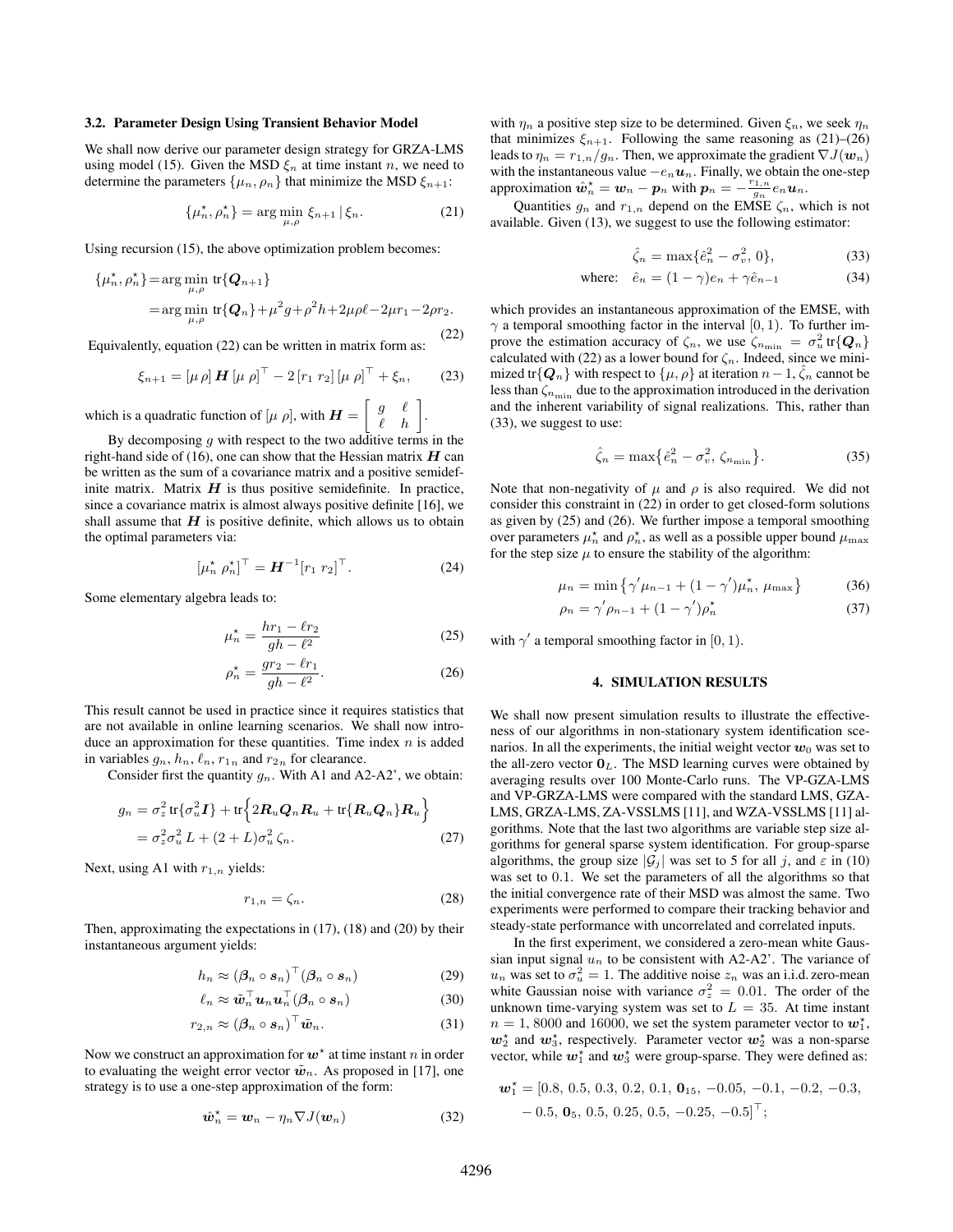### 3.2. Parameter Design Using Transient Behavior Model

We shall now derive our parameter design strategy for GRZA-LMS using model (15). Given the MSD $\xi_n$ at time instant $n$, we need to determine the parameters $\{\mu_n, \rho_n\}$ that minimize the MSD $\xi_{n+1}$:

$$\{\mu_n^\star, \rho_n^\star\} = \arg\min_{\mu,\rho} \, \xi_{n+1} \,|\, \xi_n. \tag{21}$$

Using recursion (15), the above optimization problem becomes:

$$\begin{aligned}\{\mu_n^\star, \rho_n^\star\} &= \arg\min_{\mu,\rho} \, \mathrm{tr}\{\boldsymbol{Q}_{n+1}\} \\ &= \arg\min_{\mu,\rho} \, \mathrm{tr}\{\boldsymbol{Q}_n\} + \mu^2 g + \rho^2 h + 2\mu\rho\ell - 2\mu r_1 - 2\rho r_2.\end{aligned} \tag{22}$$

Equivalently, equation (22) can be written in matrix form as:

$$\xi_{n+1} = [\mu \, \rho] \, \boldsymbol{H} \, [\mu \, \rho]^\top - 2 \, [r_1 \; r_2] \, [\mu \; \rho]^\top + \xi_n, \tag{23}$$

which is a quadratic function of $[\mu \; \rho]$, with $\boldsymbol{H} = \begin{bmatrix} g & \ell \\ \ell & h \end{bmatrix}$.

By decomposing $g$ with respect to the two additive terms in the right-hand side of (16), one can show that the Hessian matrix $\boldsymbol{H}$ can be written as the sum of a covariance matrix and a positive semidefinite matrix. Matrix $\boldsymbol{H}$ is thus positive semidefinite. In practice, since a covariance matrix is almost always positive definite [16], we shall assume that $\boldsymbol{H}$ is positive definite, which allows us to obtain the optimal parameters via:

$$[\mu_n^\star \; \rho_n^\star]^\top = \boldsymbol{H}^{-1} [r_1 \; r_2]^\top. \tag{24}$$

Some elementary algebra leads to:

$$\mu_n^\star = \frac{h r_1 - \ell r_2}{g h - \ell^2} \tag{25}$$

$$\rho_n^\star = \frac{g r_2 - \ell r_1}{g h - \ell^2}. \tag{26}$$

This result cannot be used in practice since it requires statistics that are not available in online learning scenarios. We shall now introduce an approximation for these quantities. Time index $n$ is added in variables $g_n$, $h_n$, $\ell_n$, $r_{1n}$ and $r_{2n}$ for clearance.

Consider first the quantity $g_n$. With A1 and A2-A2', we obtain:

$$\begin{aligned} g_n &= \sigma_z^2 \, \mathrm{tr}\{\sigma_u^2 \boldsymbol{I}\} + \mathrm{tr}\Big\{2\boldsymbol{R}_u \boldsymbol{Q}_n \boldsymbol{R}_u + \mathrm{tr}\{\boldsymbol{R}_u \boldsymbol{Q}_n\} \boldsymbol{R}_u\Big\} \\ &= \sigma_z^2 \sigma_u^2 \, L + (2 + L) \sigma_u^2 \, \zeta_n. \end{aligned} \tag{27}$$

Next, using A1 with $r_{1,n}$ yields:

$$r_{1,n} = \zeta_n. \tag{28}$$

Then, approximating the expectations in (17), (18) and (20) by their instantaneous argument yields:

$$h_n \approx (\boldsymbol{\beta}_n \circ \boldsymbol{s}_n)^\top (\boldsymbol{\beta}_n \circ \boldsymbol{s}_n) \tag{29}$$

$$\ell_n \approx \tilde{\boldsymbol{w}}_n^\top \boldsymbol{u}_n \boldsymbol{u}_n^\top (\boldsymbol{\beta}_n \circ \boldsymbol{s}_n) \tag{30}$$

$$r_{2,n} \approx (\boldsymbol{\beta}_n \circ \boldsymbol{s}_n)^\top \tilde{\boldsymbol{w}}_n. \tag{31}$$

Now we construct an approximation for $\boldsymbol{w}^\star$ at time instant $n$ in order to evaluating the weight error vector $\tilde{\boldsymbol{w}}_n$. As proposed in [17], one strategy is to use a one-step approximation of the form:

$$\hat{\boldsymbol{w}}_n^\star = \boldsymbol{w}_n - \eta_n \nabla J(\boldsymbol{w}_n) \tag{32}$$

with $\eta_n$ a positive step size to be determined. Given $\xi_n$, we seek $\eta_n$ that minimizes $\xi_{n+1}$. Following the same reasoning as (21)–(26) leads to $\eta_n = r_{1,n}/g_n$. Then, we approximate the gradient $\nabla J(\boldsymbol{w}_n)$ with the instantaneous value $-e_n \boldsymbol{u}_n$. Finally, we obtain the one-step approximation $\hat{\boldsymbol{w}}_n^\star = \boldsymbol{w}_n - \boldsymbol{p}_n$ with $\boldsymbol{p}_n = -\frac{r_{1,n}}{g_n} e_n \boldsymbol{u}_n$.

Quantities $g_n$ and $r_{1,n}$ depend on the EMSE $\zeta_n$, which is not available. Given (13), we suggest to use the following estimator:

$$\hat{\zeta}_n = \max\{\hat{e}_n^2 - \sigma_v^2, \, 0\}, \tag{33}$$

$$\text{where:} \quad \hat{e}_n = (1 - \gamma) e_n + \gamma \hat{e}_{n-1} \tag{34}$$

which provides an instantaneous approximation of the EMSE, with $\gamma$ a temporal smoothing factor in the interval $[0, 1)$. To further improve the estimation accuracy of $\zeta_n$, we use $\zeta_{n_{\min}} = \sigma_u^2 \, \mathrm{tr}\{\boldsymbol{Q}_n\}$ calculated with (22) as a lower bound for $\zeta_n$. Indeed, since we minimized $\mathrm{tr}\{\boldsymbol{Q}_n\}$ with respect to $\{\mu, \rho\}$ at iteration $n-1$, $\hat{\zeta}_n$ cannot be less than $\zeta_{n_{\min}}$ due to the approximation introduced in the derivation and the inherent variability of signal realizations. This, rather than (33), we suggest to use:

$$\hat{\zeta}_n = \max\big\{\hat{e}_n^2 - \sigma_v^2, \, \zeta_{n_{\min}}\big\}. \tag{35}$$

Note that non-negativity of $\mu$ and $\rho$ is also required. We did not consider this constraint in (22) in order to get closed-form solutions as given by (25) and (26). We further impose a temporal smoothing over parameters $\mu_n^\star$ and $\rho_n^\star$, as well as a possible upper bound $\mu_{\max}$ for the step size $\mu$ to ensure the stability of the algorithm:

$$\mu_n = \min\big\{\gamma' \mu_{n-1} + (1 - \gamma') \mu_n^\star, \, \mu_{\max}\big\} \tag{36}$$

$$\rho_n = \gamma' \rho_{n-1} + (1 - \gamma') \rho_n^\star \tag{37}$$

with $\gamma'$ a temporal smoothing factor in $[0, 1)$.

## 4. SIMULATION RESULTS

We shall now present simulation results to illustrate the effectiveness of our algorithms in non-stationary system identification scenarios. In all the experiments, the initial weight vector $\boldsymbol{w}_0$ was set to the all-zero vector $\boldsymbol{0}_L$. The MSD learning curves were obtained by averaging results over 100 Monte-Carlo runs. The VP-GZA-LMS and VP-GRZA-LMS were compared with the standard LMS, GZA-LMS, GRZA-LMS, ZA-VSSLMS [11], and WZA-VSSLMS [11] algorithms. Note that the last two algorithms are variable step size algorithms for general sparse system identification. For group-sparse algorithms, the group size $|\mathcal{G}_j|$ was set to 5 for all $j$, and $\varepsilon$ in (10) was set to 0.1. We set the parameters of all the algorithms so that the initial convergence rate of their MSD was almost the same. Two experiments were performed to compare their tracking behavior and steady-state performance with uncorrelated and correlated inputs.

In the first experiment, we considered a zero-mean white Gaussian input signal $u_n$ to be consistent with A2-A2'. The variance of $u_n$ was set to $\sigma_u^2 = 1$. The additive noise $z_n$ was an i.i.d. zero-mean white Gaussian noise with variance $\sigma_z^2 = 0.01$. The order of the unknown time-varying system was set to $L = 35$. At time instant $n = 1$, 8000 and 16000, we set the system parameter vector to $\boldsymbol{w}_1^\star$, $\boldsymbol{w}_2^\star$ and $\boldsymbol{w}_3^\star$, respectively. Parameter vector $\boldsymbol{w}_2^\star$ was a non-sparse vector, while $\boldsymbol{w}_1^\star$ and $\boldsymbol{w}_3^\star$ were group-sparse. They were defined as:

$$\begin{aligned}\boldsymbol{w}_1^\star = [&0.8, \, 0.5, \, 0.3, \, 0.2, \, 0.1, \, \boldsymbol{0}_{15}, \, -0.05, \, -0.1, \, -0.2, \, -0.3, \\ &-0.5, \, \boldsymbol{0}_5, \, 0.5, \, 0.25, \, 0.5, \, -0.25, \, -0.5]^\top;\end{aligned}$$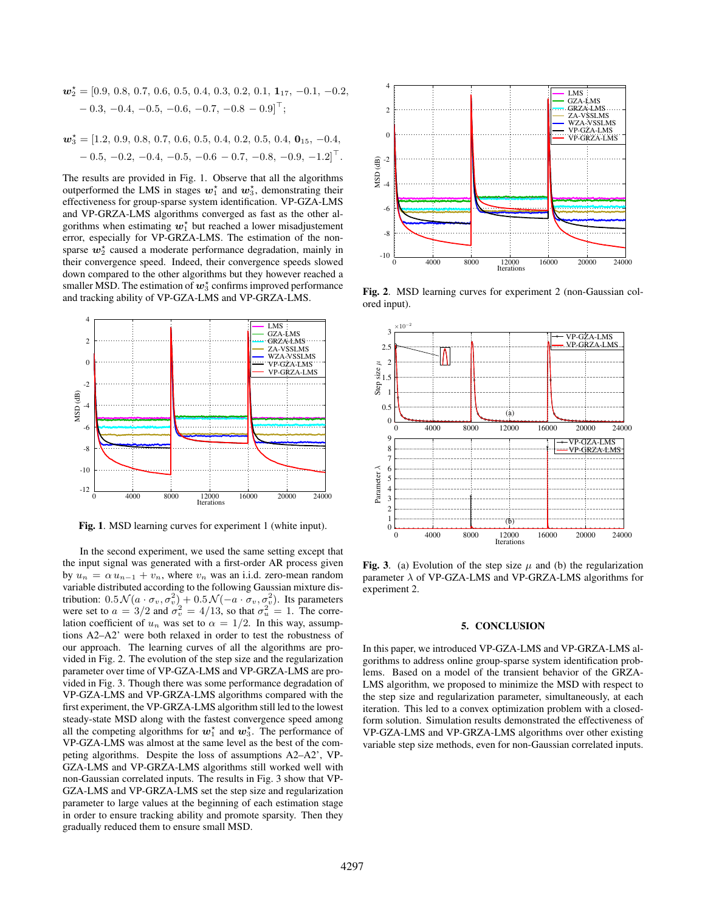$$\boldsymbol{w}_2^\star = [0.9,\ 0.8,\ 0.7,\ 0.6,\ 0.5,\ 0.4,\ 0.3,\ 0.2,\ 0.1,\ \mathbf{1}_{17},\ -0.1,\ -0.2,\ -0.3,\ -0.4,\ -0.5,\ -0.6,\ -0.7,\ -0.8\ -0.9]^\top;$$

$$\boldsymbol{w}_3^\star = [1.2,\ 0.9,\ 0.8,\ 0.7,\ 0.6,\ 0.5,\ 0.4,\ 0.2,\ 0.5,\ 0.4,\ \mathbf{0}_{15},\ -0.4,\ -0.5,\ -0.2,\ -0.4,\ -0.5,\ -0.6\ -0.7,\ -0.8,\ -0.9,\ -1.2]^\top.$$

The results are provided in Fig. 1. Observe that all the algorithms outperformed the LMS in stages $\boldsymbol{w}_1^\star$ and $\boldsymbol{w}_3^\star$, demonstrating their effectiveness for group-sparse system identification. VP-GZA-LMS and VP-GRZA-LMS algorithms converged as fast as the other algorithms when estimating $\boldsymbol{w}_1^\star$ but reached a lower misadjustement error, especially for VP-GRZA-LMS. The estimation of the non-sparse $\boldsymbol{w}_2^\star$ caused a moderate performance degradation, mainly in their convergence speed. Indeed, their convergence speeds slowed down compared to the other algorithms but they however reached a smaller MSD. The estimation of $\boldsymbol{w}_3^\star$ confirms improved performance and tracking ability of VP-GZA-LMS and VP-GRZA-LMS.

**Fig. 1**. MSD learning curves for experiment 1 (white input).

In the second experiment, we used the same setting except that the input signal was generated with a first-order AR process given by $u_n = \alpha\, u_{n-1} + v_n$, where $v_n$ was an i.i.d. zero-mean random variable distributed according to the following Gaussian mixture distribution: $0.5\,\mathcal{N}(a \cdot \sigma_v, \sigma_v^2) + 0.5\,\mathcal{N}(-a \cdot \sigma_v, \sigma_v^2)$. Its parameters were set to $a = 3/2$ and $\sigma_v^2 = 4/13$, so that $\sigma_u^2 = 1$. The correlation coefficient of $u_n$ was set to $\alpha = 1/2$. In this way, assumptions A2–A2' were both relaxed in order to test the robustness of our approach. The learning curves of all the algorithms are provided in Fig. 2. The evolution of the step size and the regularization parameter over time of VP-GZA-LMS and VP-GRZA-LMS are provided in Fig. 3. Though there was some performance degradation of VP-GZA-LMS and VP-GRZA-LMS algorithms compared with the first experiment, the VP-GRZA-LMS algorithm still led to the lowest steady-state MSD along with the fastest convergence speed among all the competing algorithms for $\boldsymbol{w}_1^\star$ and $\boldsymbol{w}_3^\star$. The performance of VP-GZA-LMS was almost at the same level as the best of the competing algorithms. Despite the loss of assumptions A2–A2', VP-GZA-LMS and VP-GRZA-LMS algorithms still worked well with non-Gaussian correlated inputs. The results in Fig. 3 show that VP-GZA-LMS and VP-GRZA-LMS set the step size and regularization parameter to large values at the beginning of each estimation stage in order to ensure tracking ability and promote sparsity. Then they gradually reduced them to ensure small MSD.

**Fig. 2**. MSD learning curves for experiment 2 (non-Gaussian colored input).

**Fig. 3**. (a) Evolution of the step size $\mu$ and (b) the regularization parameter $\lambda$ of VP-GZA-LMS and VP-GRZA-LMS algorithms for experiment 2.

## 5. CONCLUSION

In this paper, we introduced VP-GZA-LMS and VP-GRZA-LMS algorithms to address online group-sparse system identification problems. Based on a model of the transient behavior of the GRZA-LMS algorithm, we proposed to minimize the MSD with respect to the step size and regularization parameter, simultaneously, at each iteration. This led to a convex optimization problem with a closed-form solution. Simulation results demonstrated the effectiveness of VP-GZA-LMS and VP-GRZA-LMS algorithms over other existing variable step size methods, even for non-Gaussian correlated inputs.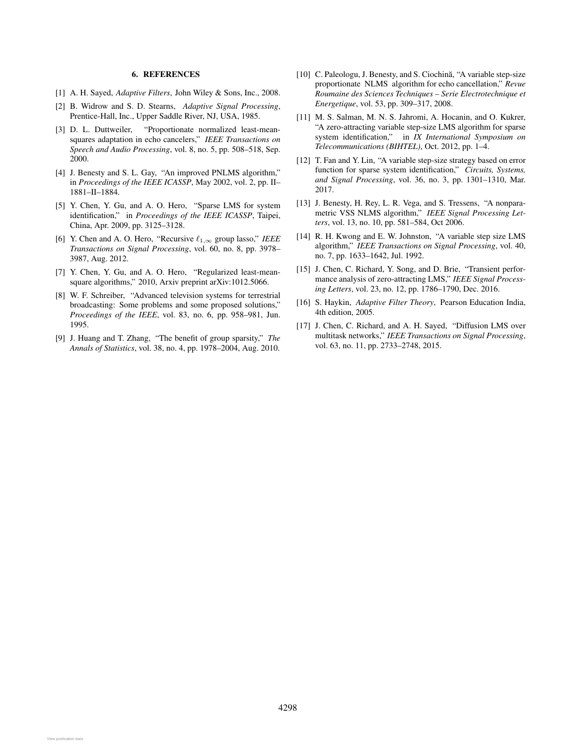## 6. REFERENCES

[1] A. H. Sayed, *Adaptive Filters*, John Wiley & Sons, Inc., 2008.

[2] B. Widrow and S. D. Stearns, *Adaptive Signal Processing*, Prentice-Hall, Inc., Upper Saddle River, NJ, USA, 1985.

[3] D. L. Duttweiler, "Proportionate normalized least-mean-squares adaptation in echo cancelers," *IEEE Transactions on Speech and Audio Processing*, vol. 8, no. 5, pp. 508–518, Sep. 2000.

[4] J. Benesty and S. L. Gay, "An improved PNLMS algorithm," in *Proceedings of the IEEE ICASSP*, May 2002, vol. 2, pp. II–1881–II–1884.

[5] Y. Chen, Y. Gu, and A. O. Hero, "Sparse LMS for system identification," in *Proceedings of the IEEE ICASSP*, Taipei, China, Apr. 2009, pp. 3125–3128.

[6] Y. Chen and A. O. Hero, "Recursive $\ell_{1,\infty}$ group lasso," *IEEE Transactions on Signal Processing*, vol. 60, no. 8, pp. 3978–3987, Aug. 2012.

[7] Y. Chen, Y. Gu, and A. O. Hero, "Regularized least-mean-square algorithms," 2010, Arxiv preprint arXiv:1012.5066.

[8] W. F. Schreiber, "Advanced television systems for terrestrial broadcasting: Some problems and some proposed solutions," *Proceedings of the IEEE*, vol. 83, no. 6, pp. 958–981, Jun. 1995.

[9] J. Huang and T. Zhang, "The benefit of group sparsity," *The Annals of Statistics*, vol. 38, no. 4, pp. 1978–2004, Aug. 2010.

[10] C. Paleologu, J. Benesty, and S. Ciochină, "A variable step-size proportionate NLMS algorithm for echo cancellation," *Revue Roumaine des Sciences Techniques – Serie Electrotechnique et Energetique*, vol. 53, pp. 309–317, 2008.

[11] M. S. Salman, M. N. S. Jahromi, A. Hocanin, and O. Kukrer, "A zero-attracting variable step-size LMS algorithm for sparse system identification," in *IX International Symposium on Telecommunications (BIHTEL)*, Oct. 2012, pp. 1–4.

[12] T. Fan and Y. Lin, "A variable step-size strategy based on error function for sparse system identification," *Circuits, Systems, and Signal Processing*, vol. 36, no. 3, pp. 1301–1310, Mar. 2017.

[13] J. Benesty, H. Rey, L. R. Vega, and S. Tressens, "A nonparametric VSS NLMS algorithm," *IEEE Signal Processing Letters*, vol. 13, no. 10, pp. 581–584, Oct 2006.

[14] R. H. Kwong and E. W. Johnston, "A variable step size LMS algorithm," *IEEE Transactions on Signal Processing*, vol. 40, no. 7, pp. 1633–1642, Jul. 1992.

[15] J. Chen, C. Richard, Y. Song, and D. Brie, "Transient performance analysis of zero-attracting LMS," *IEEE Signal Processing Letters*, vol. 23, no. 12, pp. 1786–1790, Dec. 2016.

[16] S. Haykin, *Adaptive Filter Theory*, Pearson Education India, 4th edition, 2005.

[17] J. Chen, C. Richard, and A. H. Sayed, "Diffusion LMS over multitask networks," *IEEE Transactions on Signal Processing*, vol. 63, no. 11, pp. 2733–2748, 2015.